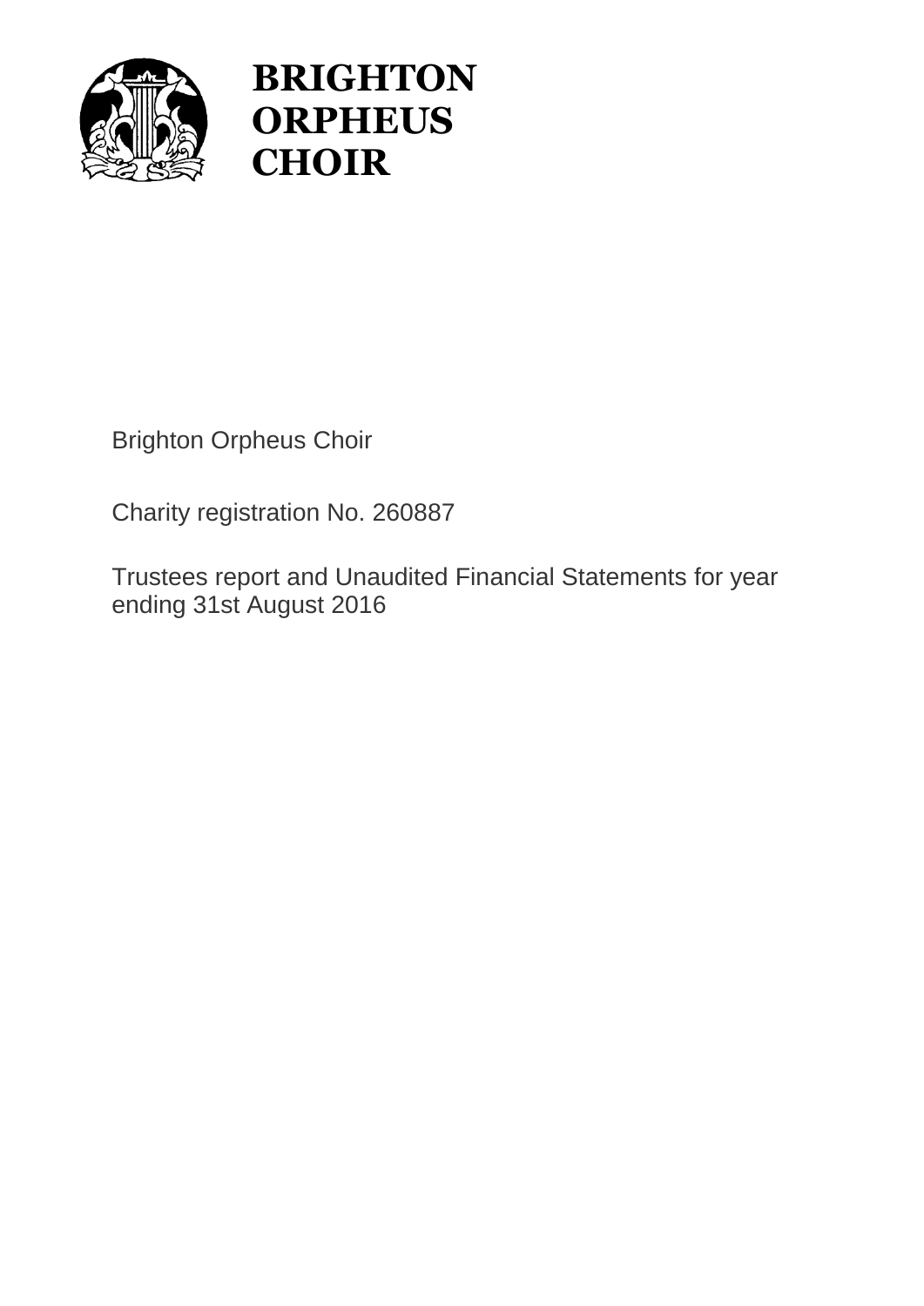# BRIGHTON ORPHEUS CHOIR

Brighton Orpheus Choir

Charity registration No. 260887

Trustees report and Unaudited Financial Statements for year ending 31st August 2016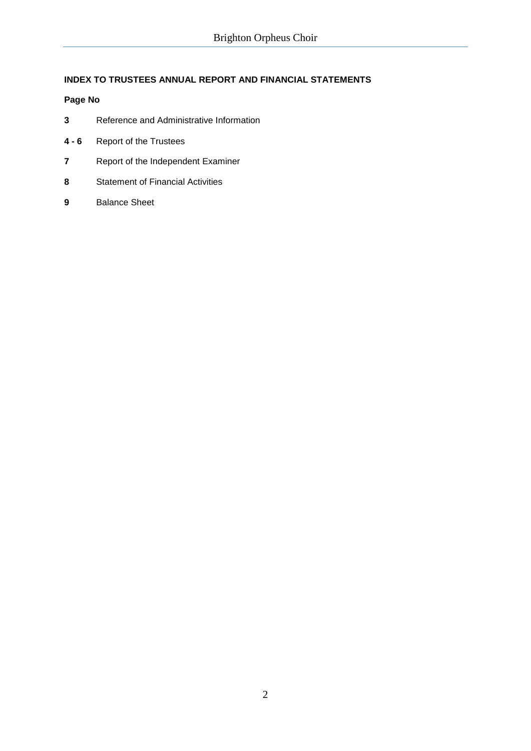**INDEX TO TRUSTEES ANNUAL REPORT AND FINANCIAL STATEMENTS**

**Page No**

| | |
|---|---|
| **3** | Reference and Administrative Information |
| **4 - 6** | Report of the Trustees |
| **7** | Report of the Independent Examiner |
| **8** | Statement of Financial Activities |
| **9** | Balance Sheet |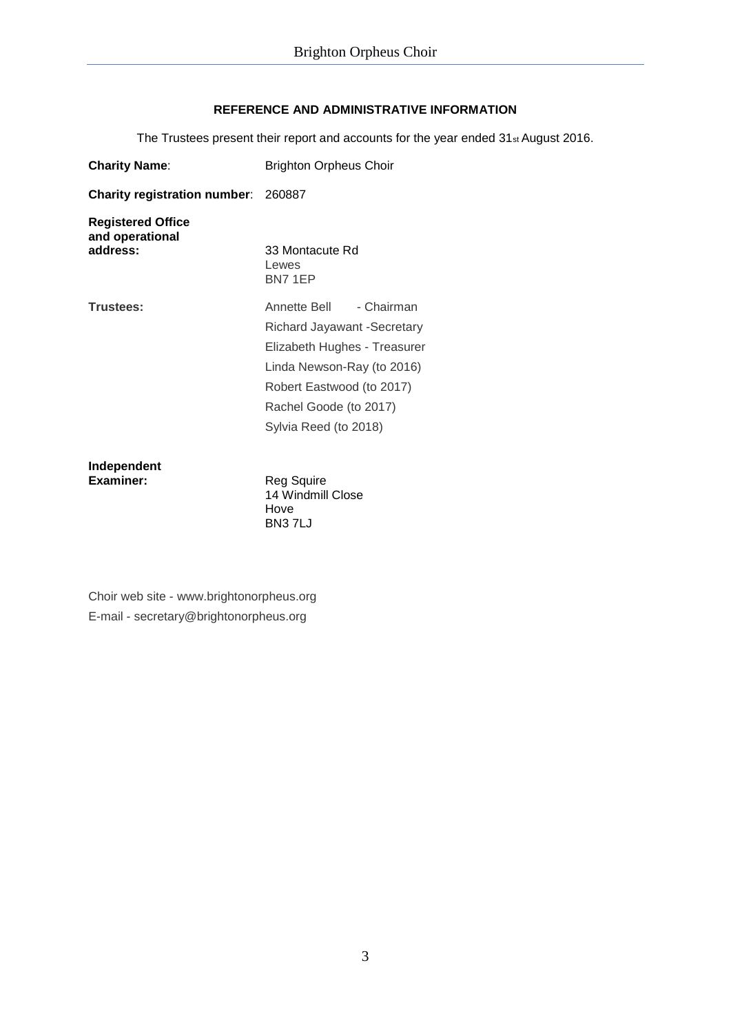## REFERENCE AND ADMINISTRATIVE INFORMATION

The Trustees present their report and accounts for the year ended 31st August 2016.

**Charity Name**: Brighton Orpheus Choir

**Charity registration number**: 260887

**Registered Office and operational address:**
33 Montacute Rd
Lewes
BN7 1EP

**Trustees:**
Annette Bell - Chairman
Richard Jayawant -Secretary
Elizabeth Hughes - Treasurer
Linda Newson-Ray (to 2016)
Robert Eastwood (to 2017)
Rachel Goode (to 2017)
Sylvia Reed (to 2018)

**Independent Examiner:**
Reg Squire
14 Windmill Close
Hove
BN3 7LJ

Choir web site - www.brightonorpheus.org
E-mail - secretary@brightonorpheus.org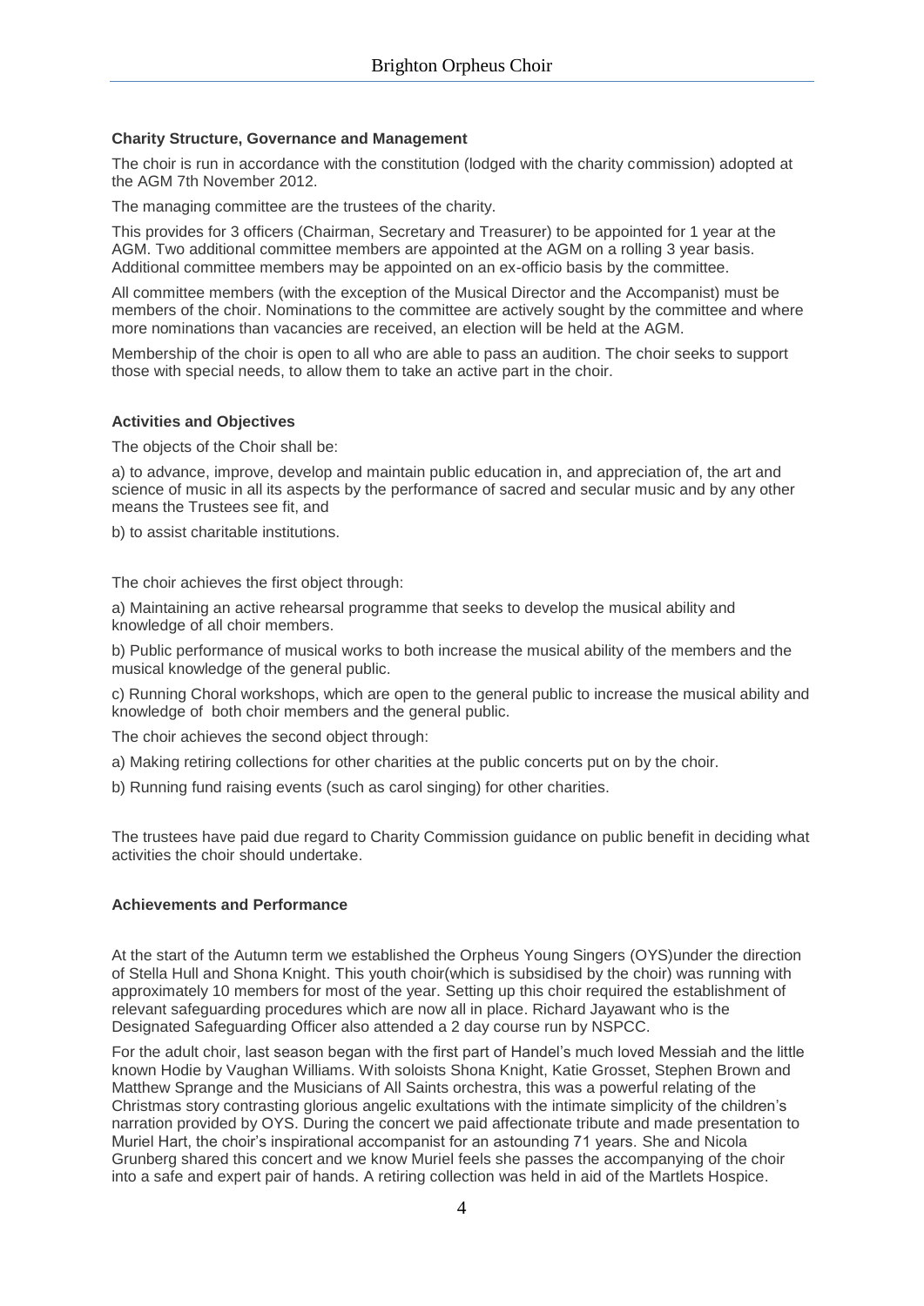**Charity Structure, Governance and Management**

The choir is run in accordance with the constitution (lodged with the charity commission) adopted at the AGM 7th November 2012.

The managing committee are the trustees of the charity.

This provides for 3 officers (Chairman, Secretary and Treasurer) to be appointed for 1 year at the AGM. Two additional committee members are appointed at the AGM on a rolling 3 year basis. Additional committee members may be appointed on an ex-officio basis by the committee.

All committee members (with the exception of the Musical Director and the Accompanist) must be members of the choir. Nominations to the committee are actively sought by the committee and where more nominations than vacancies are received, an election will be held at the AGM.

Membership of the choir is open to all who are able to pass an audition. The choir seeks to support those with special needs, to allow them to take an active part in the choir.

**Activities and Objectives**

The objects of the Choir shall be:

a) to advance, improve, develop and maintain public education in, and appreciation of, the art and science of music in all its aspects by the performance of sacred and secular music and by any other means the Trustees see fit, and

b) to assist charitable institutions.

The choir achieves the first object through:

a) Maintaining an active rehearsal programme that seeks to develop the musical ability and knowledge of all choir members.

b) Public performance of musical works to both increase the musical ability of the members and the musical knowledge of the general public.

c) Running Choral workshops, which are open to the general public to increase the musical ability and knowledge of both choir members and the general public.

The choir achieves the second object through:

a) Making retiring collections for other charities at the public concerts put on by the choir.

b) Running fund raising events (such as carol singing) for other charities.

The trustees have paid due regard to Charity Commission guidance on public benefit in deciding what activities the choir should undertake.

**Achievements and Performance**

At the start of the Autumn term we established the Orpheus Young Singers (OYS)under the direction of Stella Hull and Shona Knight. This youth choir(which is subsidised by the choir) was running with approximately 10 members for most of the year. Setting up this choir required the establishment of relevant safeguarding procedures which are now all in place. Richard Jayawant who is the Designated Safeguarding Officer also attended a 2 day course run by NSPCC.

For the adult choir, last season began with the first part of Handel's much loved Messiah and the little known Hodie by Vaughan Williams. With soloists Shona Knight, Katie Grosset, Stephen Brown and Matthew Sprange and the Musicians of All Saints orchestra, this was a powerful relating of the Christmas story contrasting glorious angelic exultations with the intimate simplicity of the children's narration provided by OYS. During the concert we paid affectionate tribute and made presentation to Muriel Hart, the choir's inspirational accompanist for an astounding 71 years. She and Nicola Grunberg shared this concert and we know Muriel feels she passes the accompanying of the choir into a safe and expert pair of hands. A retiring collection was held in aid of the Martlets Hospice.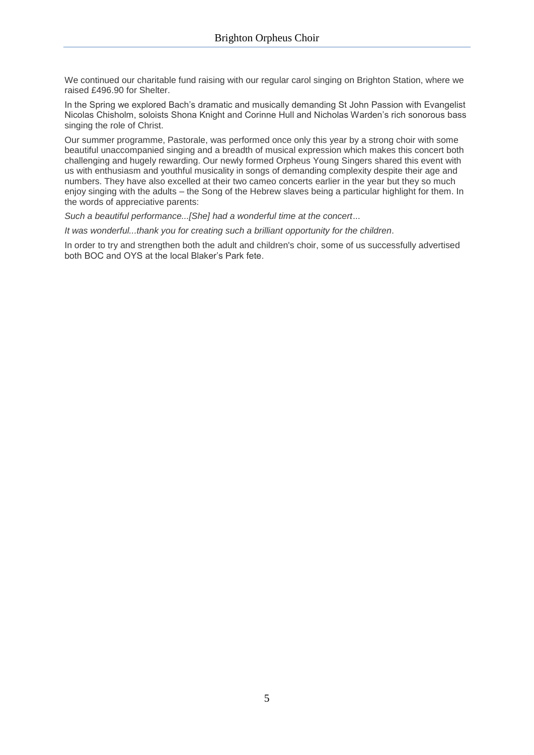We continued our charitable fund raising with our regular carol singing on Brighton Station, where we raised £496.90 for Shelter.

In the Spring we explored Bach's dramatic and musically demanding St John Passion with Evangelist Nicolas Chisholm, soloists Shona Knight and Corinne Hull and Nicholas Warden's rich sonorous bass singing the role of Christ.

Our summer programme, Pastorale, was performed once only this year by a strong choir with some beautiful unaccompanied singing and a breadth of musical expression which makes this concert both challenging and hugely rewarding. Our newly formed Orpheus Young Singers shared this event with us with enthusiasm and youthful musicality in songs of demanding complexity despite their age and numbers. They have also excelled at their two cameo concerts earlier in the year but they so much enjoy singing with the adults – the Song of the Hebrew slaves being a particular highlight for them. In the words of appreciative parents:

*Such a beautiful performance...[She] had a wonderful time at the concert*...

*It was wonderful...thank you for creating such a brilliant opportunity for the children*.

In order to try and strengthen both the adult and children's choir, some of us successfully advertised both BOC and OYS at the local Blaker's Park fete.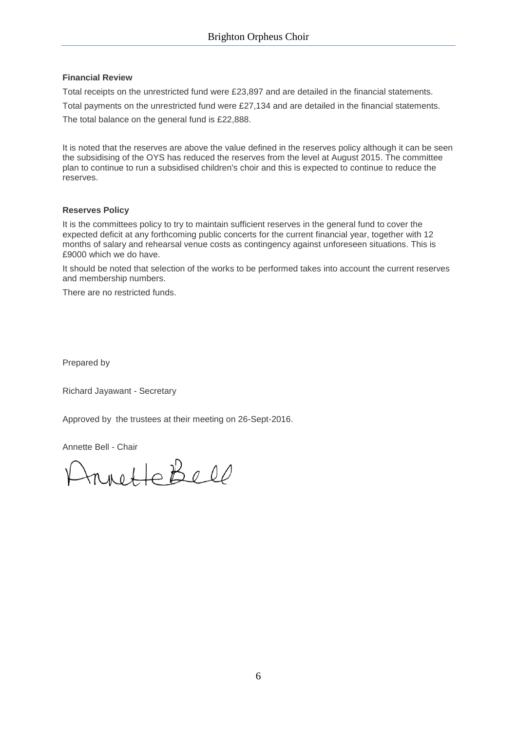## Financial Review

Total receipts on the unrestricted fund were £23,897 and are detailed in the financial statements.

Total payments on the unrestricted fund were £27,134 and are detailed in the financial statements.

The total balance on the general fund is £22,888.

It is noted that the reserves are above the value defined in the reserves policy although it can be seen the subsidising of the OYS has reduced the reserves from the level at August 2015. The committee plan to continue to run a subsidised children's choir and this is expected to continue to reduce the reserves.

## Reserves Policy

It is the committees policy to try to maintain sufficient reserves in the general fund to cover the expected deficit at any forthcoming public concerts for the current financial year, together with 12 months of salary and rehearsal venue costs as contingency against unforeseen situations. This is £9000 which we do have.

It should be noted that selection of the works to be performed takes into account the current reserves and membership numbers.

There are no restricted funds.

Prepared by

Richard Jayawant - Secretary

Approved by the trustees at their meeting on 26-Sept-2016.

Annette Bell - Chair

Annette Bell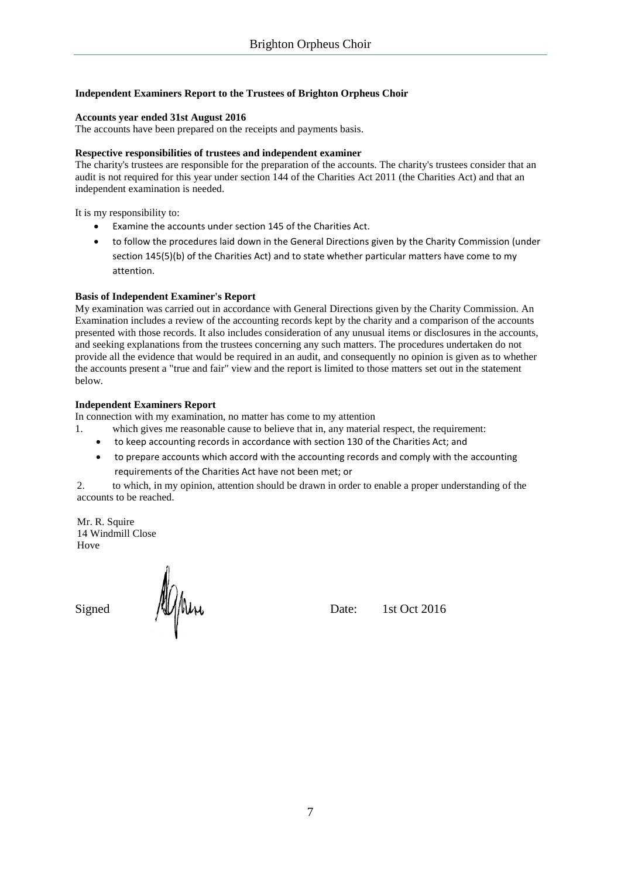**Independent Examiners Report to the Trustees of Brighton Orpheus Choir**

**Accounts year ended 31st August 2016**
The accounts have been prepared on the receipts and payments basis.

**Respective responsibilities of trustees and independent examiner**
The charity's trustees are responsible for the preparation of the accounts. The charity's trustees consider that an audit is not required for this year under section 144 of the Charities Act 2011 (the Charities Act) and that an independent examination is needed.

It is my responsibility to:

- Examine the accounts under section 145 of the Charities Act.
- to follow the procedures laid down in the General Directions given by the Charity Commission (under section 145(5)(b) of the Charities Act) and to state whether particular matters have come to my attention.

**Basis of Independent Examiner's Report**
My examination was carried out in accordance with General Directions given by the Charity Commission. An Examination includes a review of the accounting records kept by the charity and a comparison of the accounts presented with those records. It also includes consideration of any unusual items or disclosures in the accounts, and seeking explanations from the trustees concerning any such matters. The procedures undertaken do not provide all the evidence that would be required in an audit, and consequently no opinion is given as to whether the accounts present a "true and fair" view and the report is limited to those matters set out in the statement below.

**Independent Examiners Report**
In connection with my examination, no matter has come to my attention

1. which gives me reasonable cause to believe that in, any material respect, the requirement:
   - to keep accounting records in accordance with section 130 of the Charities Act; and
   - to prepare accounts which accord with the accounting records and comply with the accounting requirements of the Charities Act have not been met; or
2. to which, in my opinion, attention should be drawn in order to enable a proper understanding of the accounts to be reached.

Mr. R. Squire
14 Windmill Close
Hove

Signed Date: 1st Oct 2016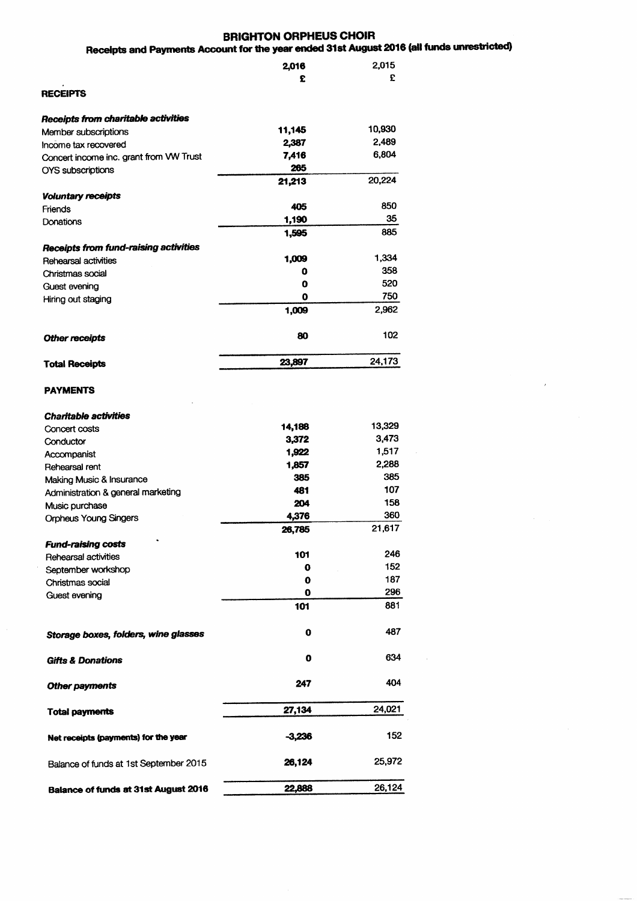# BRIGHTON ORPHEUS CHOIR

## Receipts and Payments Account for the year ended 31st August 2016 (all funds unrestricted)

| | 2,016 | 2,015 |
|---|---|---|
| | £ | £ |
| **RECEIPTS** | | |
| ***Receipts from charitable activities*** | | |
| Member subscriptions | 11,145 | 10,930 |
| Income tax recovered | 2,387 | 2,489 |
| Concert income inc. grant from VW Trust | 7,416 | 6,804 |
| OYS subscriptions | 265 | |
| | 21,213 | 20,224 |
| ***Voluntary receipts*** | | |
| Friends | 405 | 850 |
| Donations | 1,190 | 35 |
| | 1,595 | 885 |
| ***Receipts from fund-raising activities*** | | |
| Rehearsal activities | 1,009 | 1,334 |
| Christmas social | 0 | 358 |
| Guest evening | 0 | 520 |
| Hiring out staging | 0 | 750 |
| | 1,009 | 2,962 |
| ***Other receipts*** | 80 | 102 |
| **Total Receipts** | 23,897 | 24,173 |
| **PAYMENTS** | | |
| ***Charitable activities*** | | |
| Concert costs | 14,188 | 13,329 |
| Conductor | 3,372 | 3,473 |
| Accompanist | 1,922 | 1,517 |
| Rehearsal rent | 1,857 | 2,288 |
| Making Music & Insurance | 385 | 385 |
| Administration & general marketing | 481 | 107 |
| Music purchase | 204 | 158 |
| Orpheus Young Singers | 4,376 | 360 |
| | 26,785 | 21,617 |
| ***Fund-raising costs*** | | |
| Rehearsal activities | 101 | 246 |
| September workshop | 0 | 152 |
| Christmas social | 0 | 187 |
| Guest evening | 0 | 296 |
| | 101 | 881 |
| ***Storage boxes, folders, wine glasses*** | 0 | 487 |
| ***Gifts & Donations*** | 0 | 634 |
| ***Other payments*** | 247 | 404 |
| **Total payments** | 27,134 | 24,021 |
| **Net receipts (payments) for the year** | -3,236 | 152 |
| Balance of funds at 1st September 2015 | 26,124 | 25,972 |
| **Balance of funds at 31st August 2016** | 22,888 | 26,124 |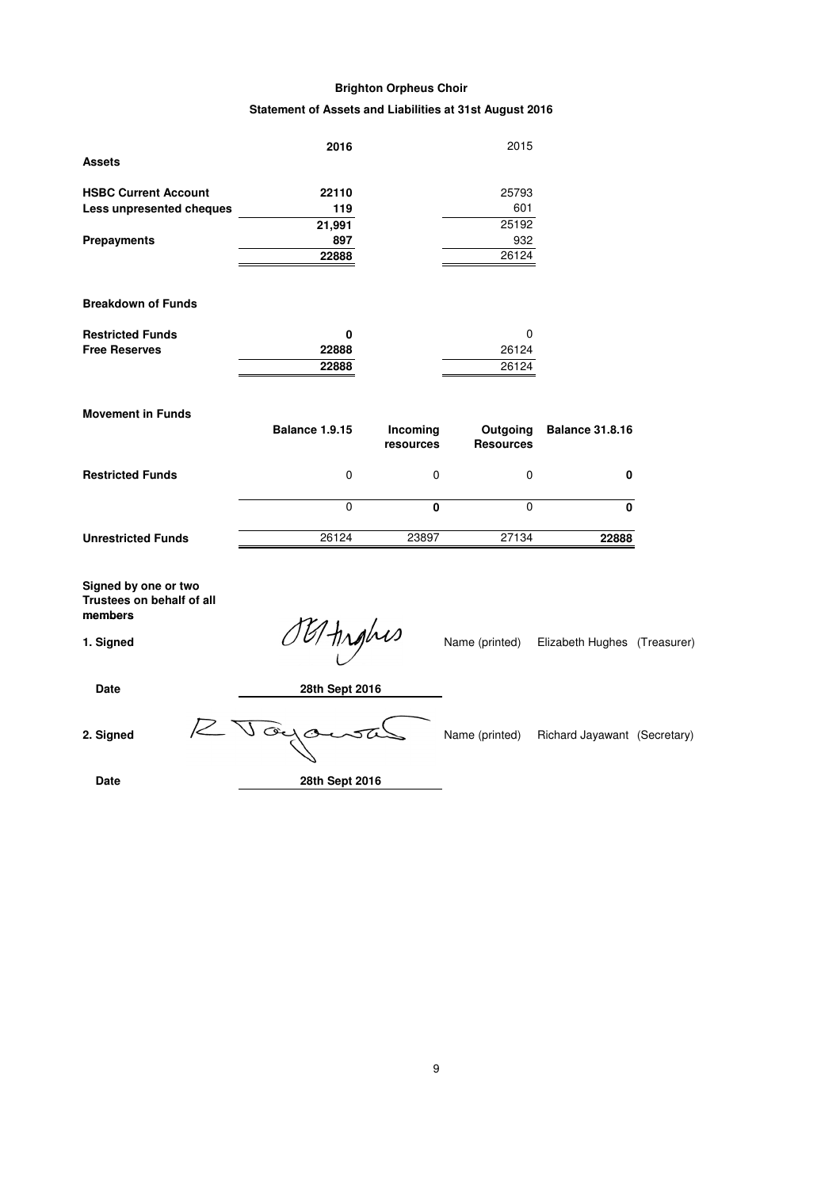**Brighton Orpheus Choir**

**Statement of Assets and Liabilities at 31st August 2016**

| | **2016** | 2015 |
|---|---|---|
| **Assets** | | |
| **HSBC Current Account** | **22110** | 25793 |
| **Less unpresented cheques** | **119** | 601 |
| | **21,991** | 25192 |
| **Prepayments** | **897** | 932 |
| | **22888** | 26124 |

**Breakdown of Funds**

| | **2016** | 2015 |
|---|---|---|
| **Restricted Funds** | **0** | 0 |
| **Free Reserves** | **22888** | 26124 |
| | **22888** | 26124 |

**Movement in Funds**

| | **Balance 1.9.15** | **Incoming resources** | **Outgoing Resources** | **Balance 31.8.16** |
|---|---|---|---|---|
| **Restricted Funds** | 0 | 0 | 0 | **0** |
| | 0 | **0** | 0 | **0** |
| **Unrestricted Funds** | 26124 | 23897 | 27134 | **22888** |

**Signed by one or two Trustees on behalf of all members**

**1. Signed** Name (printed) Elizabeth Hughes (Treasurer)

**Date** **28th Sept 2016**

**2. Signed** Name (printed) Richard Jayawant (Secretary)

**Date** **28th Sept 2016**